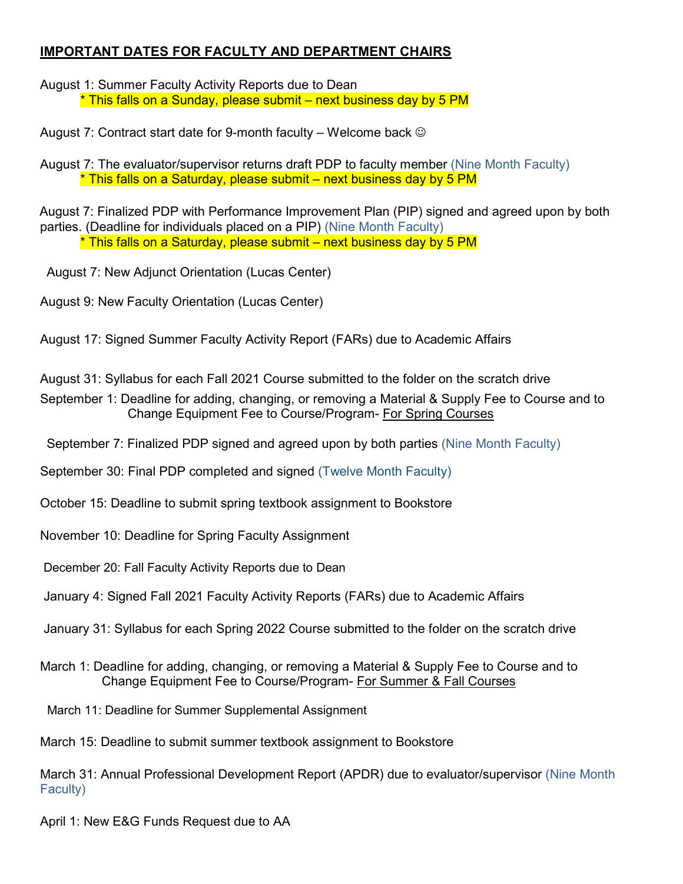## IMPORTANT DATES FOR FACULTY AND DEPARTMENT CHAIRS

August 1: Summer Faculty Activity Reports due to Dean
  * This falls on a Sunday, please submit – next business day by 5 PM

August 7: Contract start date for 9-month faculty – Welcome back ☺

August 7: The evaluator/supervisor returns draft PDP to faculty member (Nine Month Faculty)
  * This falls on a Saturday, please submit – next business day by 5 PM

August 7: Finalized PDP with Performance Improvement Plan (PIP) signed and agreed upon by both parties. (Deadline for individuals placed on a PIP) (Nine Month Faculty)
  * This falls on a Saturday, please submit – next business day by 5 PM

August 7: New Adjunct Orientation (Lucas Center)

August 9: New Faculty Orientation (Lucas Center)

August 17: Signed Summer Faculty Activity Report (FARs) due to Academic Affairs

August 31: Syllabus for each Fall 2021 Course submitted to the folder on the scratch drive

September 1: Deadline for adding, changing, or removing a Material & Supply Fee to Course and to Change Equipment Fee to Course/Program- For Spring Courses

September 7: Finalized PDP signed and agreed upon by both parties (Nine Month Faculty)

September 30: Final PDP completed and signed (Twelve Month Faculty)

October 15: Deadline to submit spring textbook assignment to Bookstore

November 10: Deadline for Spring Faculty Assignment

December 20: Fall Faculty Activity Reports due to Dean

January 4: Signed Fall 2021 Faculty Activity Reports (FARs) due to Academic Affairs

January 31: Syllabus for each Spring 2022 Course submitted to the folder on the scratch drive

March 1: Deadline for adding, changing, or removing a Material & Supply Fee to Course and to Change Equipment Fee to Course/Program- For Summer & Fall Courses

March 11: Deadline for Summer Supplemental Assignment

March 15: Deadline to submit summer textbook assignment to Bookstore

March 31: Annual Professional Development Report (APDR) due to evaluator/supervisor (Nine Month Faculty)

April 1: New E&G Funds Request due to AA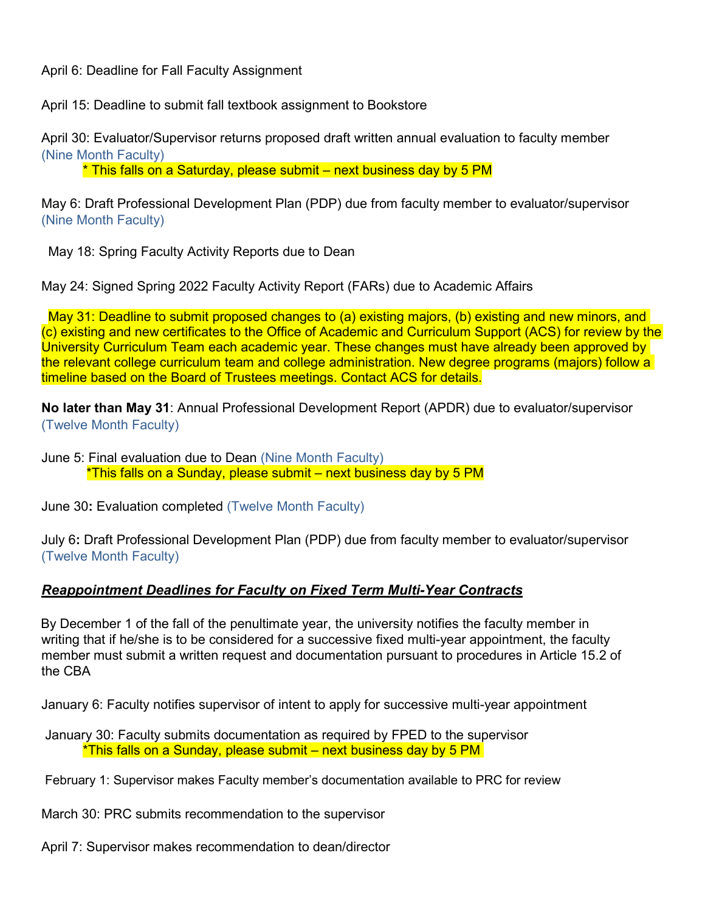April 6: Deadline for Fall Faculty Assignment

April 15: Deadline to submit fall textbook assignment to Bookstore

April 30: Evaluator/Supervisor returns proposed draft written annual evaluation to faculty member (Nine Month Faculty)

* This falls on a Saturday, please submit – next business day by 5 PM

May 6: Draft Professional Development Plan (PDP) due from faculty member to evaluator/supervisor (Nine Month Faculty)

May 18: Spring Faculty Activity Reports due to Dean

May 24: Signed Spring 2022 Faculty Activity Report (FARs) due to Academic Affairs

May 31: Deadline to submit proposed changes to (a) existing majors, (b) existing and new minors, and (c) existing and new certificates to the Office of Academic and Curriculum Support (ACS) for review by the University Curriculum Team each academic year. These changes must have already been approved by the relevant college curriculum team and college administration. New degree programs (majors) follow a timeline based on the Board of Trustees meetings. Contact ACS for details.

**No later than May 31**: Annual Professional Development Report (APDR) due to evaluator/supervisor (Twelve Month Faculty)

June 5: Final evaluation due to Dean (Nine Month Faculty)

*This falls on a Sunday, please submit – next business day by 5 PM

June 30**:** Evaluation completed (Twelve Month Faculty)

July 6**:** Draft Professional Development Plan (PDP) due from faculty member to evaluator/supervisor (Twelve Month Faculty)

## ***Reappointment Deadlines for Faculty on Fixed Term Multi-Year Contracts***

By December 1 of the fall of the penultimate year, the university notifies the faculty member in writing that if he/she is to be considered for a successive fixed multi-year appointment, the faculty member must submit a written request and documentation pursuant to procedures in Article 15.2 of the CBA

January 6: Faculty notifies supervisor of intent to apply for successive multi-year appointment

January 30: Faculty submits documentation as required by FPED to the supervisor

*This falls on a Sunday, please submit – next business day by 5 PM

February 1: Supervisor makes Faculty member's documentation available to PRC for review

March 30: PRC submits recommendation to the supervisor

April 7: Supervisor makes recommendation to dean/director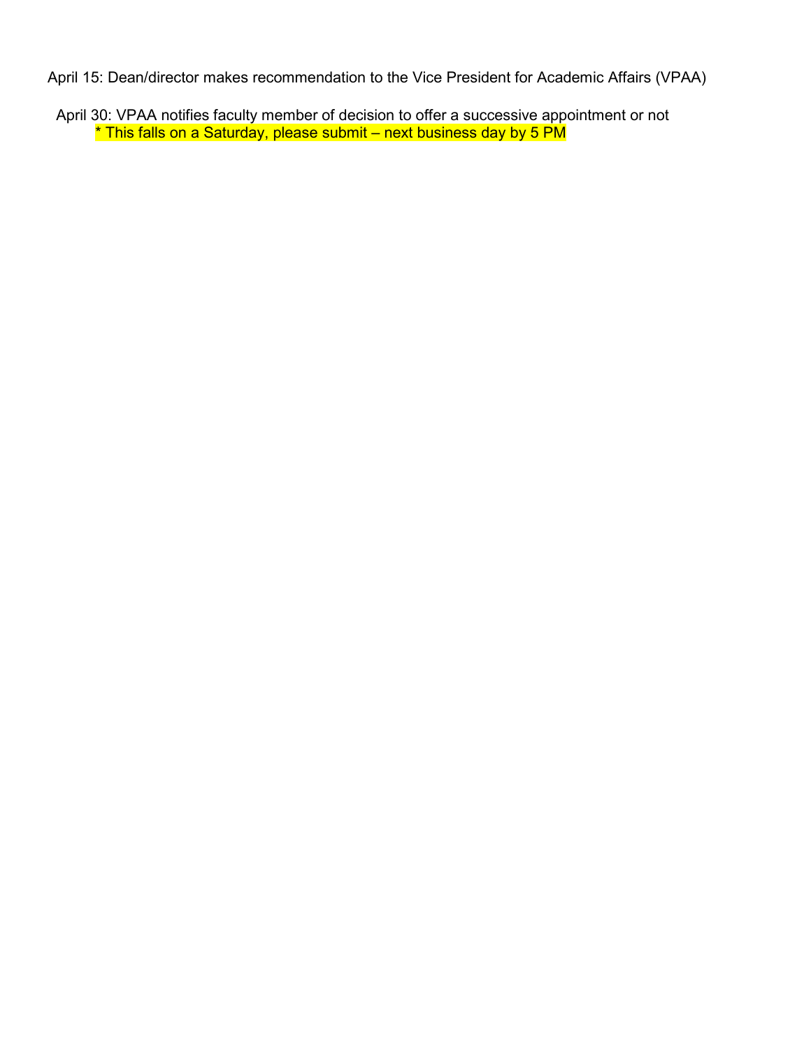April 15: Dean/director makes recommendation to the Vice President for Academic Affairs (VPAA)

April 30: VPAA notifies faculty member of decision to offer a successive appointment or not
* This falls on a Saturday, please submit – next business day by 5 PM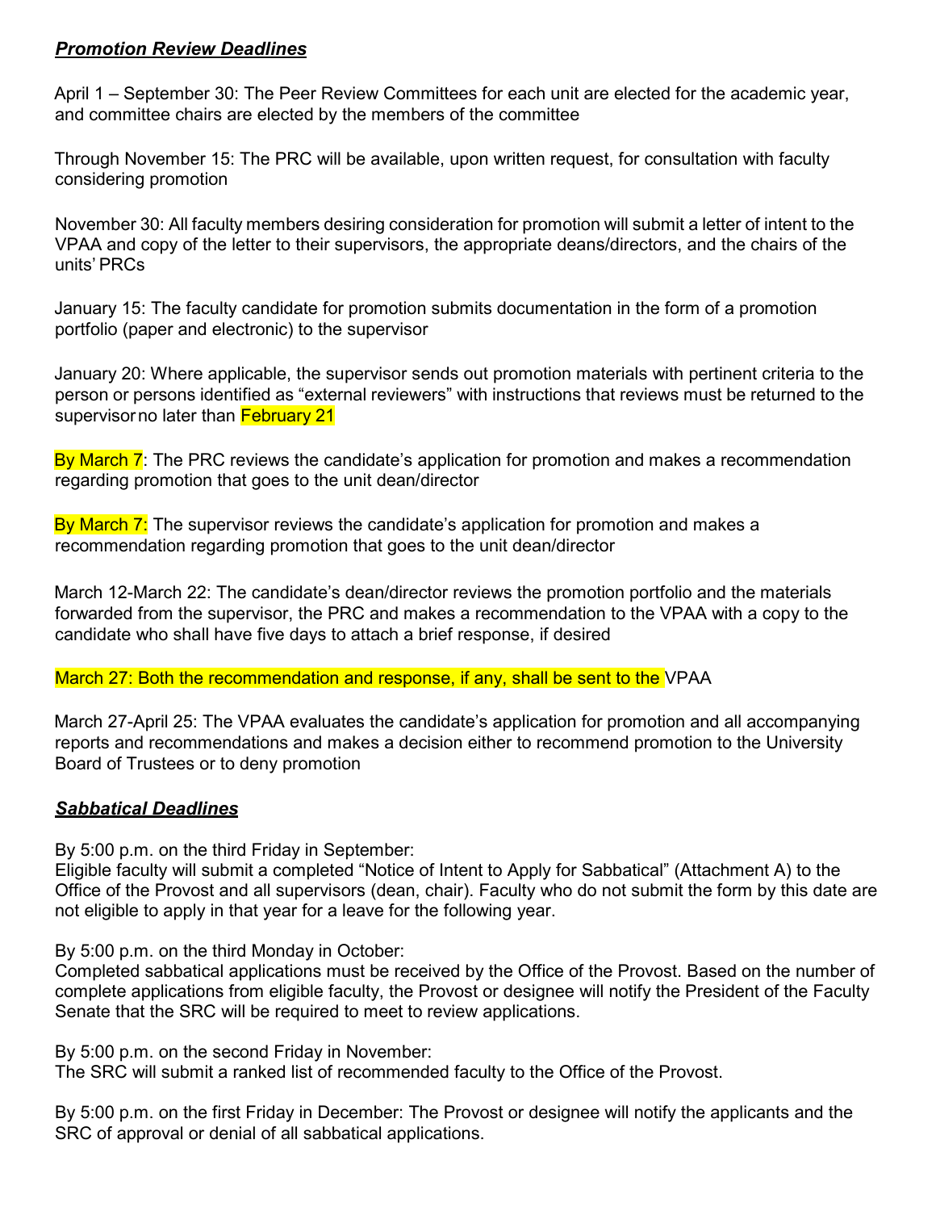## ***Promotion Review Deadlines***

April 1 – September 30: The Peer Review Committees for each unit are elected for the academic year, and committee chairs are elected by the members of the committee

Through November 15: The PRC will be available, upon written request, for consultation with faculty considering promotion

November 30: All faculty members desiring consideration for promotion will submit a letter of intent to the VPAA and copy of the letter to their supervisors, the appropriate deans/directors, and the chairs of the units' PRCs

January 15: The faculty candidate for promotion submits documentation in the form of a promotion portfolio (paper and electronic) to the supervisor

January 20: Where applicable, the supervisor sends out promotion materials with pertinent criteria to the person or persons identified as "external reviewers" with instructions that reviews must be returned to the supervisor no later than February 21

By March 7: The PRC reviews the candidate's application for promotion and makes a recommendation regarding promotion that goes to the unit dean/director

By March 7: The supervisor reviews the candidate's application for promotion and makes a recommendation regarding promotion that goes to the unit dean/director

March 12-March 22: The candidate's dean/director reviews the promotion portfolio and the materials forwarded from the supervisor, the PRC and makes a recommendation to the VPAA with a copy to the candidate who shall have five days to attach a brief response, if desired

March 27: Both the recommendation and response, if any, shall be sent to the VPAA

March 27-April 25: The VPAA evaluates the candidate's application for promotion and all accompanying reports and recommendations and makes a decision either to recommend promotion to the University Board of Trustees or to deny promotion

## ***Sabbatical Deadlines***

By 5:00 p.m. on the third Friday in September:
Eligible faculty will submit a completed "Notice of Intent to Apply for Sabbatical" (Attachment A) to the Office of the Provost and all supervisors (dean, chair). Faculty who do not submit the form by this date are not eligible to apply in that year for a leave for the following year.

By 5:00 p.m. on the third Monday in October:
Completed sabbatical applications must be received by the Office of the Provost. Based on the number of complete applications from eligible faculty, the Provost or designee will notify the President of the Faculty Senate that the SRC will be required to meet to review applications.

By 5:00 p.m. on the second Friday in November:
The SRC will submit a ranked list of recommended faculty to the Office of the Provost.

By 5:00 p.m. on the first Friday in December: The Provost or designee will notify the applicants and the SRC of approval or denial of all sabbatical applications.